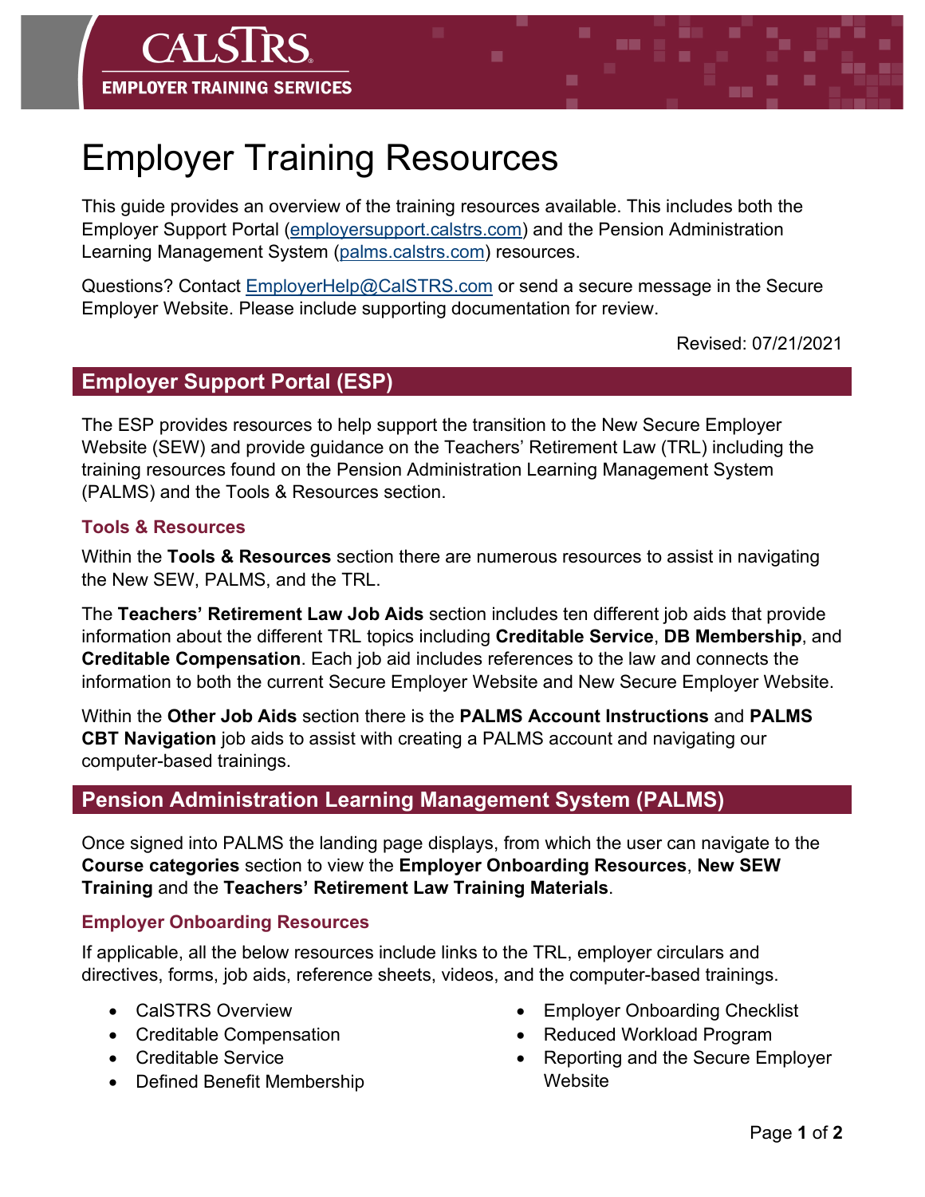CALSTRS
EMPLOYER TRAINING SERVICES

# Employer Training Resources

This guide provides an overview of the training resources available. This includes both the Employer Support Portal (employersupport.calstrs.com) and the Pension Administration Learning Management System (palms.calstrs.com) resources.

Questions? Contact EmployerHelp@CalSTRS.com or send a secure message in the Secure Employer Website. Please include supporting documentation for review.

Revised: 07/21/2021

## Employer Support Portal (ESP)

The ESP provides resources to help support the transition to the New Secure Employer Website (SEW) and provide guidance on the Teachers' Retirement Law (TRL) including the training resources found on the Pension Administration Learning Management System (PALMS) and the Tools & Resources section.

### Tools & Resources

Within the **Tools & Resources** section there are numerous resources to assist in navigating the New SEW, PALMS, and the TRL.

The **Teachers' Retirement Law Job Aids** section includes ten different job aids that provide information about the different TRL topics including **Creditable Service**, **DB Membership**, and **Creditable Compensation**. Each job aid includes references to the law and connects the information to both the current Secure Employer Website and New Secure Employer Website.

Within the **Other Job Aids** section there is the **PALMS Account Instructions** and **PALMS CBT Navigation** job aids to assist with creating a PALMS account and navigating our computer-based trainings.

## Pension Administration Learning Management System (PALMS)

Once signed into PALMS the landing page displays, from which the user can navigate to the **Course categories** section to view the **Employer Onboarding Resources**, **New SEW Training** and the **Teachers' Retirement Law Training Materials**.

### Employer Onboarding Resources

If applicable, all the below resources include links to the TRL, employer circulars and directives, forms, job aids, reference sheets, videos, and the computer-based trainings.

- CalSTRS Overview
- Creditable Compensation
- Creditable Service
- Defined Benefit Membership
- Employer Onboarding Checklist
- Reduced Workload Program
- Reporting and the Secure Employer Website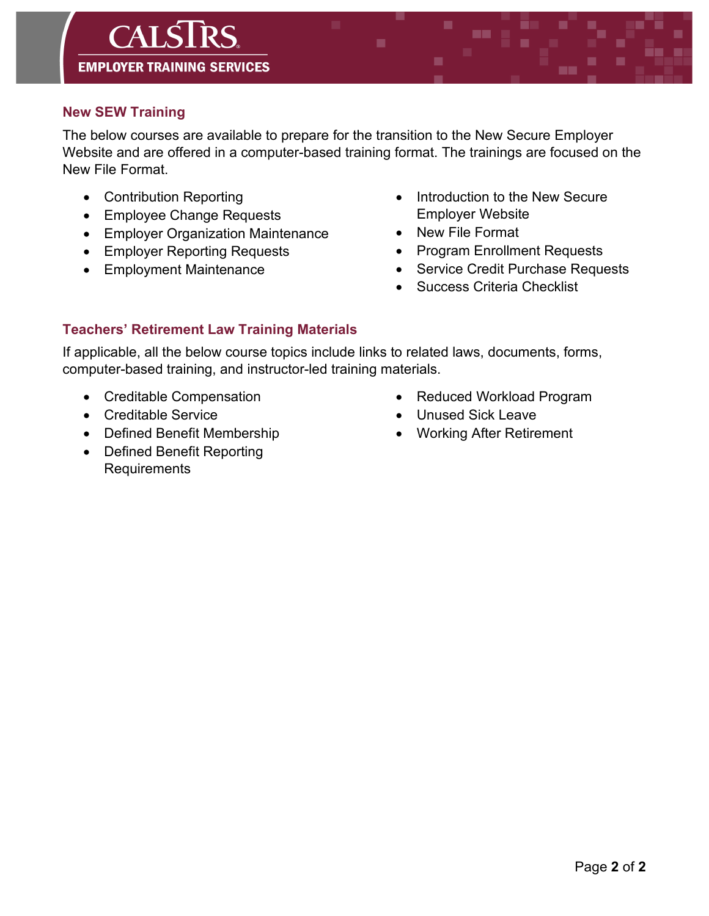## New SEW Training

The below courses are available to prepare for the transition to the New Secure Employer Website and are offered in a computer-based training format. The trainings are focused on the New File Format.

- Contribution Reporting
- Employee Change Requests
- Employer Organization Maintenance
- Employer Reporting Requests
- Employment Maintenance
- Introduction to the New Secure Employer Website
- New File Format
- Program Enrollment Requests
- Service Credit Purchase Requests
- Success Criteria Checklist

## Teachers' Retirement Law Training Materials

If applicable, all the below course topics include links to related laws, documents, forms, computer-based training, and instructor-led training materials.

- Creditable Compensation
- Creditable Service
- Defined Benefit Membership
- Defined Benefit Reporting Requirements
- Reduced Workload Program
- Unused Sick Leave
- Working After Retirement